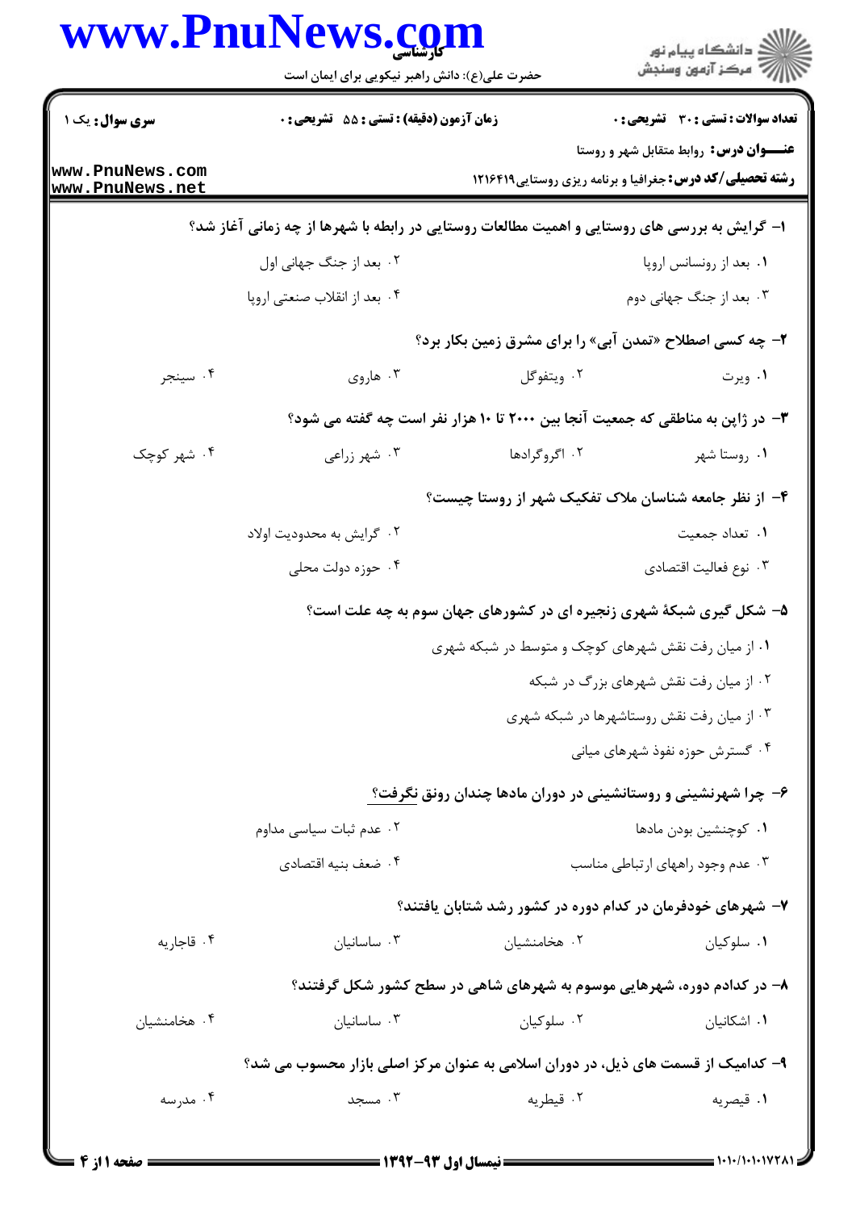**سری سوال:** یک ۱

**زمان آزمون (دقیقه) : تستی : ۵۵ تشریحی : ۰**

**تعداد سوالات : تستی : ۳۰ تشریحی : ۰**

**عنـــوان درس:** روابط متقابل شهر و روستا

**رشته تحصیلی/کد درس:** جغرافیا و برنامه ریزی روستایی۱۲۱۶۴۱۹

**۱- گرایش به بررسی های روستایی و اهمیت مطالعات روستایی در رابطه با شهرها از چه زمانی آغاز شد؟**

۱. بعد از رونسانس اروپا

۲. بعد از جنگ جهانی اول

۳. بعد از جنگ جهانی دوم

۴. بعد از انقلاب صنعتی اروپا

**۲- چه کسی اصطلاح «تمدن آبی» را برای مشرق زمین بکار برد؟**

۱. ویرت

۲. ویتفوگل

۳. هاروی

۴. سینجر

**۳- در ژاپن به مناطقی که جمعیت آنجا بین ۲۰۰۰ تا ۱۰ هزار نفر است چه گفته می شود؟**

۱. روستا شهر

۲. اگروگرادها

۳. شهر زراعی

۴. شهر کوچک

**۴- از نظر جامعه شناسان ملاک تفکیک شهر از روستا چیست؟**

۱. تعداد جمعیت

۲. گرایش به محدودیت اولاد

۳. نوع فعالیت اقتصادی

۴. حوزه دولت محلی

**۵- شکل گیری شبکهٔ شهری زنجیره ای در کشورهای جهان سوم به چه علت است؟**

۱. از میان رفت نقش شهرهای کوچک و متوسط در شبکه شهری

۲. از میان رفت نقش شهرهای بزرگ در شبکه

۳. از میان رفت نقش روستاشهرها در شبکه شهری

۴. گسترش حوزه نفوذ شهرهای میانی

**۶- چرا شهرنشینی و روستانشینی در دوران مادها چندان رونق نگرفت؟**

۱. کوچنشین بودن مادها

۲. عدم ثبات سیاسی مداوم

۳. عدم وجود راههای ارتباطی مناسب

۴. ضعف بنیه اقتصادی

**۷- شهرهای خودفرمان در کدام دوره در کشور رشد شتابان یافتند؟**

۱. سلوکیان

۲. هخامنشیان

۳. ساسانیان

۴. قاجاریه

**۸- در کدام دوره، شهرهایی موسوم به شهرهای شاهی در سطح کشور شکل گرفتند؟**

۱. اشکانیان

۲. سلوکیان

۳. ساسانیان

۴. هخامنشیان

**۹- کدامیک از قسمت های ذیل، در دوران اسلامی به عنوان مرکز اصلی بازار محسوب می شد؟**

۱. قیصریه

۲. قیطریه

۳. مسجد

۴. مدرسه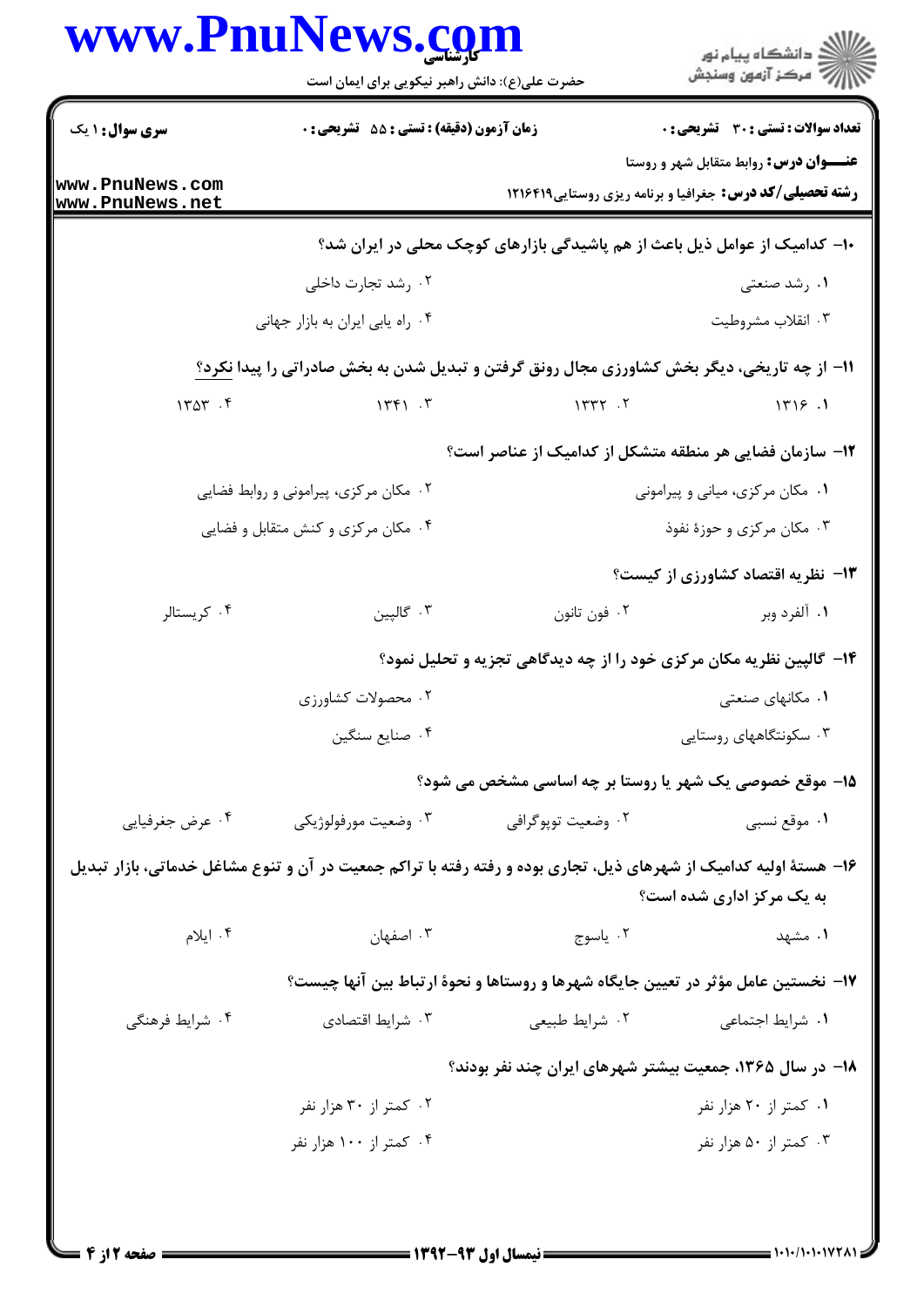**سری سوال:** ۱ یک | **زمان آزمون (دقیقه) : تستی :** ۵۵ **تشریحی :** ۰ | **تعداد سوالات : تستی :** ۳۰ **تشریحی :** ۰

**عنـــوان درس:** روابط متقابل شهر و روستا

**رشته تحصیلی/کد درس:** جغرافیا و برنامه ریزی روستایی۱۲۱۶۴۱۹

۱۰- کدامیک از عوامل ذیل باعث از هم پاشیدگی بازارهای کوچک محلی در ایران شد؟

۱. رشد صنعتی
۲. رشد تجارت داخلی
۳. انقلاب مشروطیت
۴. راه یابی ایران به بازار جهانی

۱۱- از چه تاریخی، دیگر بخش کشاورزی مجال رونق گرفتن و تبدیل شدن به بخش صادراتی را پیدا <u>نکرد</u>؟

۱. ۱۳۱۶
۲. ۱۳۳۲
۳. ۱۳۴۱
۴. ۱۳۵۳

۱۲- سازمان فضایی هر منطقه متشکل از کدامیک از عناصر است؟

۱. مکان مرکزی، میانی و پیرامونی
۲. مکان مرکزی، پیرامونی و روابط فضایی
۳. مکان مرکزی و حوزهٔ نفوذ
۴. مکان مرکزی و کنش متقابل و فضایی

۱۳- نظریه اقتصاد کشاورزی از کیست؟

۱. آلفرد وبر
۲. فون تانون
۳. گالپین
۴. کریستالر

۱۴- گالپین نظریه مکان مرکزی خود را از چه دیدگاهی تجزیه و تحلیل نمود؟

۱. مکانهای صنعتی
۲. محصولات کشاورزی
۳. سکونتگاههای روستایی
۴. صنایع سنگین

۱۵- موقع خصوصی یک شهر یا روستا بر چه اساسی مشخص می شود؟

۱. موقع نسبی
۲. وضعیت توپوگرافی
۳. وضعیت مورفولوژیکی
۴. عرض جغرفیایی

۱۶- هستهٔ اولیه کدامیک از شهرهای ذیل، تجاری بوده و رفته رفته با تراکم جمعیت در آن و تنوع مشاغل خدماتی، بازار تبدیل به یک مرکز اداری شده است؟

۱. مشهد
۲. یاسوج
۳. اصفهان
۴. ایلام

۱۷- نخستین عامل مؤثر در تعیین جایگاه شهرها و روستاها و نحوهٔ ارتباط بین آنها چیست؟

۱. شرایط اجتماعی
۲. شرایط طبیعی
۳. شرایط اقتصادی
۴. شرایط فرهنگی

۱۸- در سال ۱۳۶۵، جمعیت بیشتر شهرهای ایران چند نفر بودند؟

۱. کمتر از ۲۰ هزار نفر
۲. کمتر از ۳۰ هزار نفر
۳. کمتر از ۵۰ هزار نفر
۴. کمتر از ۱۰۰ هزار نفر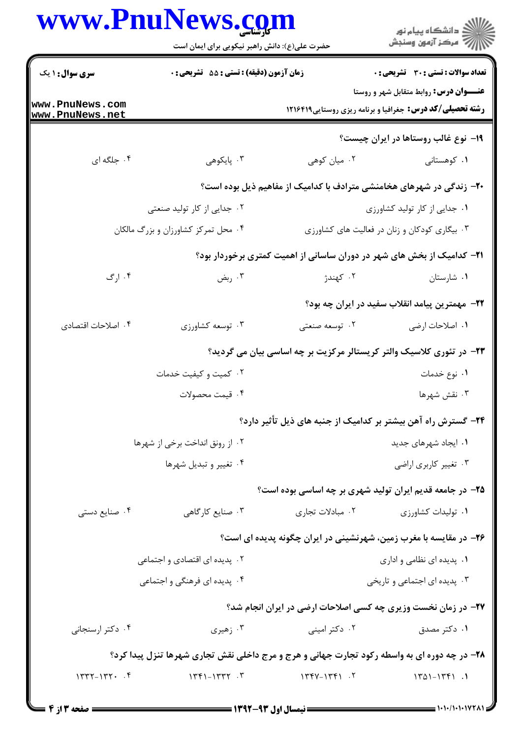**سری سؤال:** ۱ یک

**زمان آزمون (دقیقه) : تستی : ۵۵ تشریحی : ۰**

**تعداد سوالات : تستی : ۳۰ تشریحی : ۰**

**عنـــوان درس:** روابط متقابل شهر و روستا

**رشته تحصیلی/کد درس:** جغرافیا و برنامه ریزی روستایی۱۲۱۶۴۱۹

**۱۹- نوع غالب روستاها در ایران چیست؟**

۱. کوهستانی
۲. میان کوهی
۳. پایکوهی
۴. جلگه ای

**۲۰- زندگی در شهرهای هخامنشی مترادف با کدامیک از مفاهیم ذیل بوده است؟**

۱. جدایی از کار تولید کشاورزی
۲. جدایی از کار تولید صنعتی
۳. بیگاری کودکان و زنان در فعالیت های کشاورزی
۴. محل تمرکز کشاورزان و بزرگ مالکان

**۲۱- کدامیک از بخش های شهر در دوران ساسانی از اهمیت کمتری برخوردار بود؟**

۱. شارستان
۲. کهندژ
۳. ربض
۴. ارگ

**۲۲- مهمترین پیامد انقلاب سفید در ایران چه بود؟**

۱. اصلاحات ارضی
۲. توسعه صنعتی
۳. توسعه کشاورزی
۴. اصلاحات اقتصادی

**۲۳- در تئوری کلاسیک والتر کریستالر مرکزیت بر چه اساسی بیان می گردید؟**

۱. نوع خدمات
۲. کمیت و کیفیت خدمات
۳. نقش شهرها
۴. قیمت محصولات

**۲۴- گسترش راه آهن بیشتر بر کدامیک از جنبه های ذیل تأثیر دارد؟**

۱. ایجاد شهرهای جدید
۲. از رونق انداخت برخی از شهرها
۳. تغییر کاربری اراضی
۴. تغییر و تبدیل شهرها

**۲۵- در جامعه قدیم ایران تولید شهری بر چه اساسی بوده است؟**

۱. تولیدات کشاورزی
۲. مبادلات تجاری
۳. صنایع کارگاهی
۴. صنایع دستی

**۲۶- در مقایسه با مغرب زمین، شهرنشینی در ایران چگونه پدیده ای است؟**

۱. پدیده ای نظامی و اداری
۲. پدیده ای اقتصادی و اجتماعی
۳. پدیده ای اجتماعی و تاریخی
۴. پدیده ای فرهنگی و اجتماعی

**۲۷- در زمان نخست وزیری چه کسی اصلاحات ارضی در ایران انجام شد؟**

۱. دکتر مصدق
۲. دکتر امینی
۳. زهیری
۴. دکتر ارسنجانی

**۲۸- در چه دوره ای به واسطه رکود تجارت جهانی و هرج و مرج داخلی نقش تجاری شهرها تنزل پیدا کرد؟**

۱. ۱۳۵۱-۱۳۴۱
۲. ۱۳۴۷-۱۳۴۱
۳. ۱۳۴۱-۱۳۳۲
۴. ۱۳۳۲-۱۳۲۰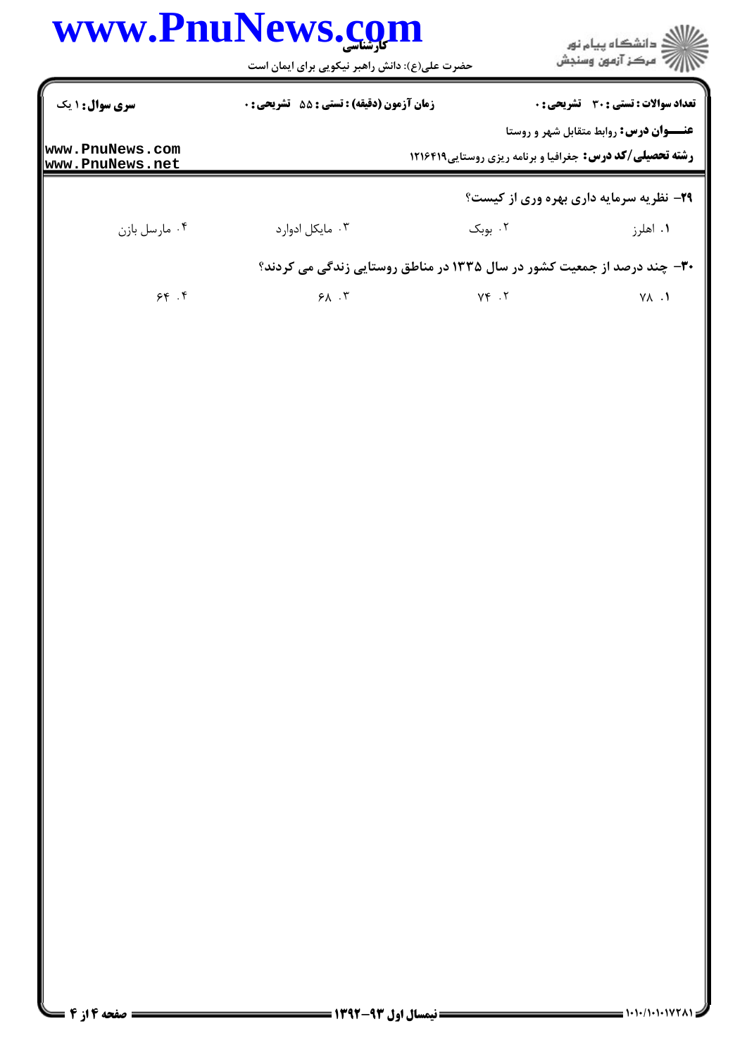**۲۹- نظریه سرمایه داری بهره وری از کیست؟**

۱. اهلرز

۲. بوبک

۳. مایکل ادوارد

۴. مارسل بازن

**۳۰- چند درصد از جمعیت کشور در سال ۱۳۳۵ در مناطق روستایی زندگی می کردند؟**

۱. ۷۸

۲. ۷۴

۳. ۶۸

۴. ۶۴